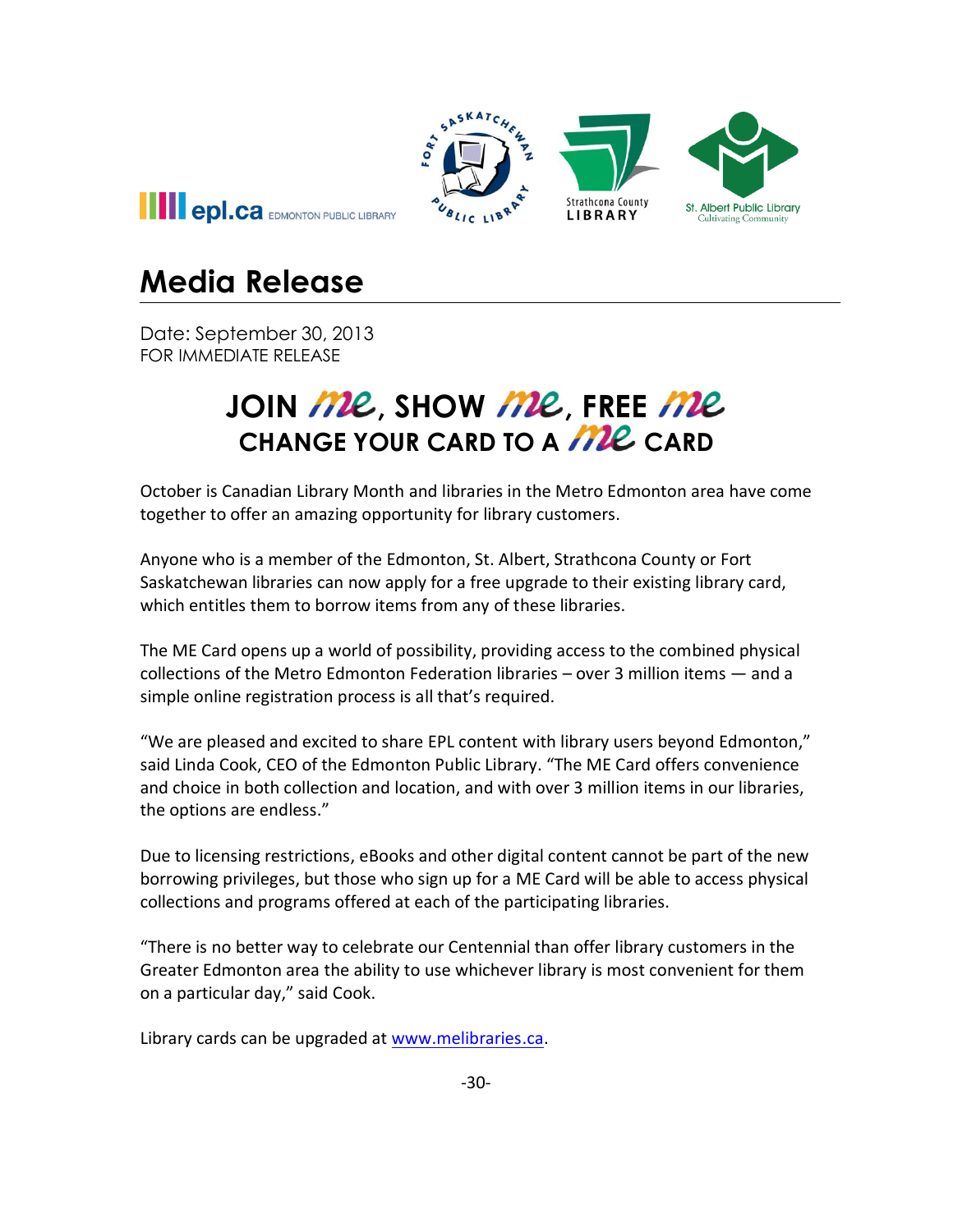# Media Release

Date: September 30, 2013
FOR IMMEDIATE RELEASE

## JOIN me, SHOW me, FREE me
## CHANGE YOUR CARD TO A me CARD

October is Canadian Library Month and libraries in the Metro Edmonton area have come together to offer an amazing opportunity for library customers.

Anyone who is a member of the Edmonton, St. Albert, Strathcona County or Fort Saskatchewan libraries can now apply for a free upgrade to their existing library card, which entitles them to borrow items from any of these libraries.

The ME Card opens up a world of possibility, providing access to the combined physical collections of the Metro Edmonton Federation libraries – over 3 million items — and a simple online registration process is all that's required.

"We are pleased and excited to share EPL content with library users beyond Edmonton," said Linda Cook, CEO of the Edmonton Public Library. "The ME Card offers convenience and choice in both collection and location, and with over 3 million items in our libraries, the options are endless."

Due to licensing restrictions, eBooks and other digital content cannot be part of the new borrowing privileges, but those who sign up for a ME Card will be able to access physical collections and programs offered at each of the participating libraries.

"There is no better way to celebrate our Centennial than offer library customers in the Greater Edmonton area the ability to use whichever library is most convenient for them on a particular day," said Cook.

Library cards can be upgraded at www.melibraries.ca.

-30-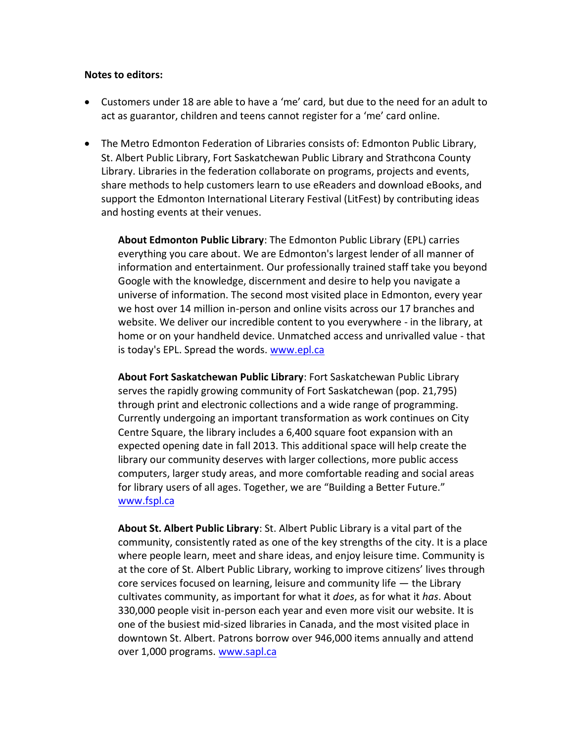**Notes to editors:**

- Customers under 18 are able to have a 'me' card, but due to the need for an adult to act as guarantor, children and teens cannot register for a 'me' card online.

- The Metro Edmonton Federation of Libraries consists of: Edmonton Public Library, St. Albert Public Library, Fort Saskatchewan Public Library and Strathcona County Library. Libraries in the federation collaborate on programs, projects and events, share methods to help customers learn to use eReaders and download eBooks, and support the Edmonton International Literary Festival (LitFest) by contributing ideas and hosting events at their venues.

    **About Edmonton Public Library**: The Edmonton Public Library (EPL) carries everything you care about. We are Edmonton's largest lender of all manner of information and entertainment. Our professionally trained staff take you beyond Google with the knowledge, discernment and desire to help you navigate a universe of information. The second most visited place in Edmonton, every year we host over 14 million in-person and online visits across our 17 branches and website. We deliver our incredible content to you everywhere - in the library, at home or on your handheld device. Unmatched access and unrivalled value - that is today's EPL. Spread the words. www.epl.ca

    **About Fort Saskatchewan Public Library**: Fort Saskatchewan Public Library serves the rapidly growing community of Fort Saskatchewan (pop. 21,795) through print and electronic collections and a wide range of programming. Currently undergoing an important transformation as work continues on City Centre Square, the library includes a 6,400 square foot expansion with an expected opening date in fall 2013. This additional space will help create the library our community deserves with larger collections, more public access computers, larger study areas, and more comfortable reading and social areas for library users of all ages. Together, we are "Building a Better Future." www.fspl.ca

    **About St. Albert Public Library**: St. Albert Public Library is a vital part of the community, consistently rated as one of the key strengths of the city. It is a place where people learn, meet and share ideas, and enjoy leisure time. Community is at the core of St. Albert Public Library, working to improve citizens' lives through core services focused on learning, leisure and community life — the Library cultivates community, as important for what it *does*, as for what it *has*. About 330,000 people visit in-person each year and even more visit our website. It is one of the busiest mid-sized libraries in Canada, and the most visited place in downtown St. Albert. Patrons borrow over 946,000 items annually and attend over 1,000 programs. www.sapl.ca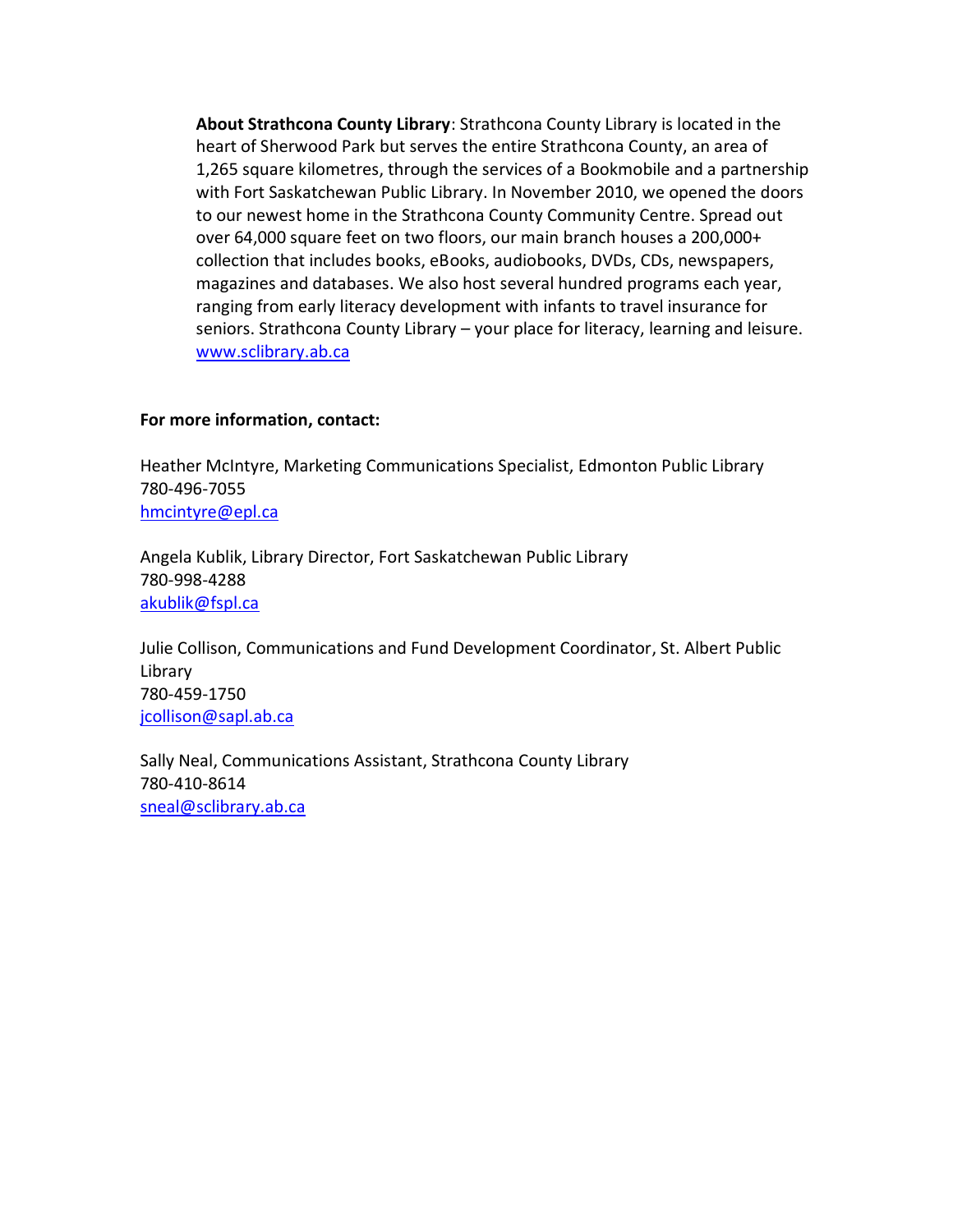**About Strathcona County Library**: Strathcona County Library is located in the heart of Sherwood Park but serves the entire Strathcona County, an area of 1,265 square kilometres, through the services of a Bookmobile and a partnership with Fort Saskatchewan Public Library. In November 2010, we opened the doors to our newest home in the Strathcona County Community Centre. Spread out over 64,000 square feet on two floors, our main branch houses a 200,000+ collection that includes books, eBooks, audiobooks, DVDs, CDs, newspapers, magazines and databases. We also host several hundred programs each year, ranging from early literacy development with infants to travel insurance for seniors. Strathcona County Library – your place for literacy, learning and leisure. www.sclibrary.ab.ca

**For more information, contact:**

Heather McIntyre, Marketing Communications Specialist, Edmonton Public Library
780-496-7055
hmcintyre@epl.ca

Angela Kublik, Library Director, Fort Saskatchewan Public Library
780-998-4288
akublik@fspl.ca

Julie Collison, Communications and Fund Development Coordinator, St. Albert Public Library
780-459-1750
jcollison@sapl.ab.ca

Sally Neal, Communications Assistant, Strathcona County Library
780-410-8614
sneal@sclibrary.ab.ca